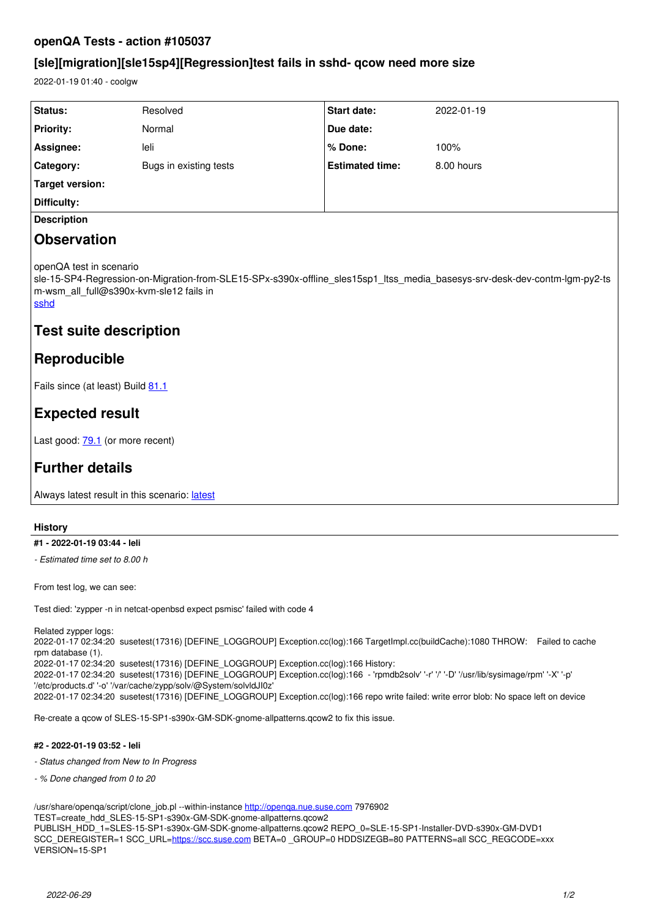# openQA Tests - action #105037

## [sle][migration][sle15sp4][Regression]test fails in sshd- qcow need more size

2022-01-19 01:40 - coolgw

| Status: | Resolved | Start date: | 2022-01-19 |
| --- | --- | --- | --- |
| Priority: | Normal | Due date: | |
| Assignee: | leli | % Done: | 100% |
| Category: | Bugs in existing tests | Estimated time: | 8.00 hours |
| Target version: | | | |
| Difficulty: | | | |

**Description**

# Observation

openQA test in scenario sle-15-SP4-Regression-on-Migration-from-SLE15-SPx-s390x-offline_sles15sp1_ltss_media_basesys-srv-desk-dev-contm-lgm-py2-tsm-wsm_all_full@s390x-kvm-sle12 fails in [sshd](sshd)

# Test suite description

# Reproducible

Fails since (at least) Build [81.1](81.1)

# Expected result

Last good: [79.1](79.1) (or more recent)

# Further details

Always latest result in this scenario: [latest](latest)

### History

**#1 - 2022-01-19 03:44 - leli**

*- Estimated time set to 8.00 h*

From test log, we can see:

Test died: 'zypper -n in netcat-openbsd expect psmisc' failed with code 4

Related zypper logs:
2022-01-17 02:34:20 susetest(17316) [DEFINE_LOGGROUP] Exception.cc(log):166 TargetImpl.cc(buildCache):1080 THROW: Failed to cache rpm database (1).
2022-01-17 02:34:20 susetest(17316) [DEFINE_LOGGROUP] Exception.cc(log):166 History:
2022-01-17 02:34:20 susetest(17316) [DEFINE_LOGGROUP] Exception.cc(log):166 - 'rpmdb2solv' '-r' '/' '-D' '/usr/lib/sysimage/rpm' '-X' '-p' '/etc/products.d' '-o' '/var/cache/zypp/solv/@System/solvIdJI0z'
2022-01-17 02:34:20 susetest(17316) [DEFINE_LOGGROUP] Exception.cc(log):166 repo write failed: write error blob: No space left on device

Re-create a qcow of SLES-15-SP1-s390x-GM-SDK-gnome-allpatterns.qcow2 to fix this issue.

**#2 - 2022-01-19 03:52 - leli**

*- Status changed from New to In Progress*

*- % Done changed from 0 to 20*

/usr/share/openqa/script/clone_job.pl --within-instance http://openqa.nue.suse.com 7976902 TEST=create_hdd_SLES-15-SP1-s390x-GM-SDK-gnome-allpatterns.qcow2 PUBLISH_HDD_1=SLES-15-SP1-s390x-GM-SDK-gnome-allpatterns.qcow2 REPO_0=SLE-15-SP1-Installer-DVD-s390x-GM-DVD1 SCC_DEREGISTER=1 SCC_URL=https://scc.suse.com BETA=0 _GROUP=0 HDDSIZEGB=80 PATTERNS=all SCC_REGCODE=xxx VERSION=15-SP1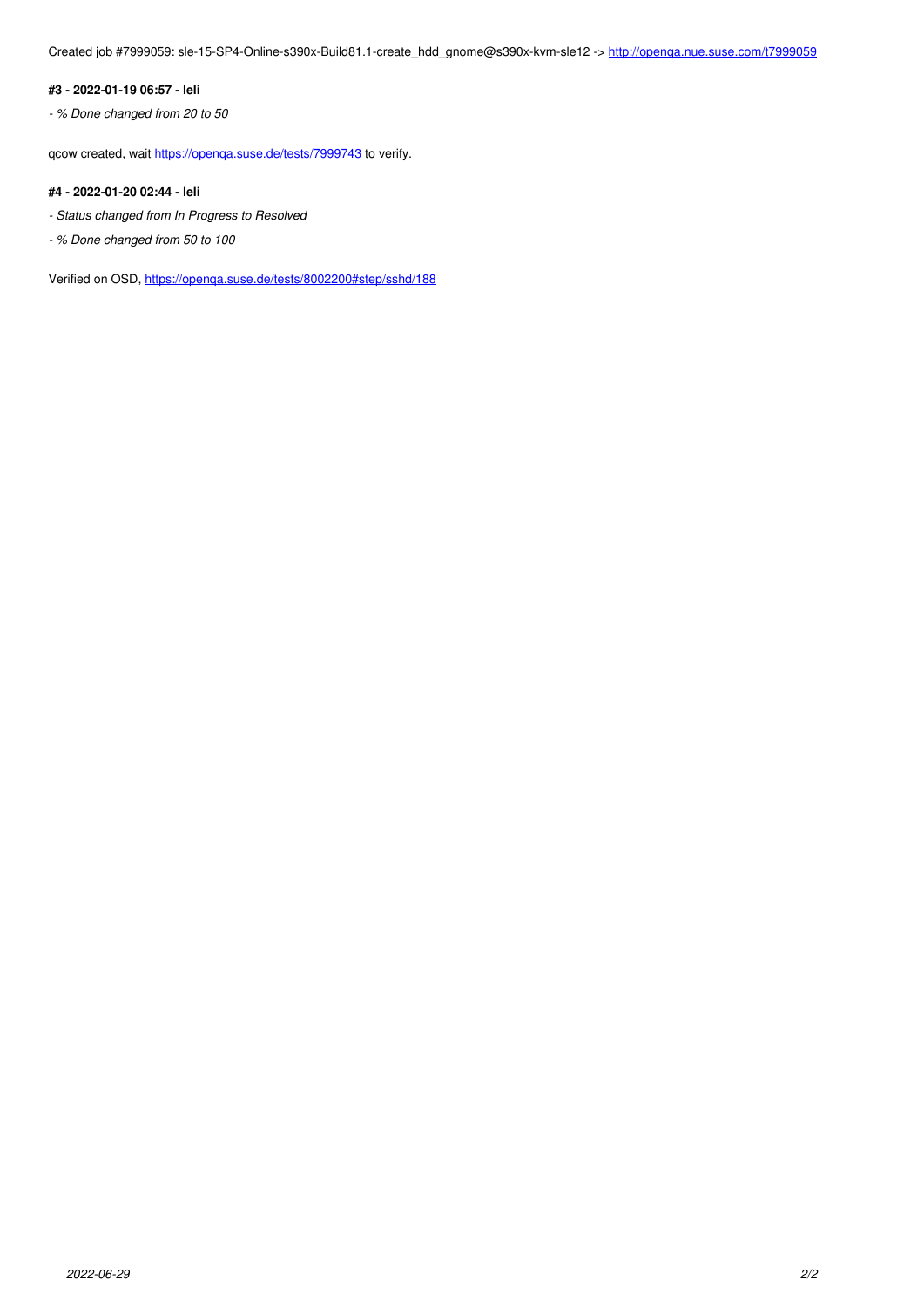Created job #7999059: sle-15-SP4-Online-s390x-Build81.1-create_hdd_gnome@s390x-kvm-sle12 -> http://openqa.nue.suse.com/t7999059

#### #3 - 2022-01-19 06:57 - leli

*- % Done changed from 20 to 50*

qcow created, wait https://openqa.suse.de/tests/7999743 to verify.

#### #4 - 2022-01-20 02:44 - leli

*- Status changed from In Progress to Resolved*

*- % Done changed from 50 to 100*

Verified on OSD, https://openqa.suse.de/tests/8002200#step/sshd/188